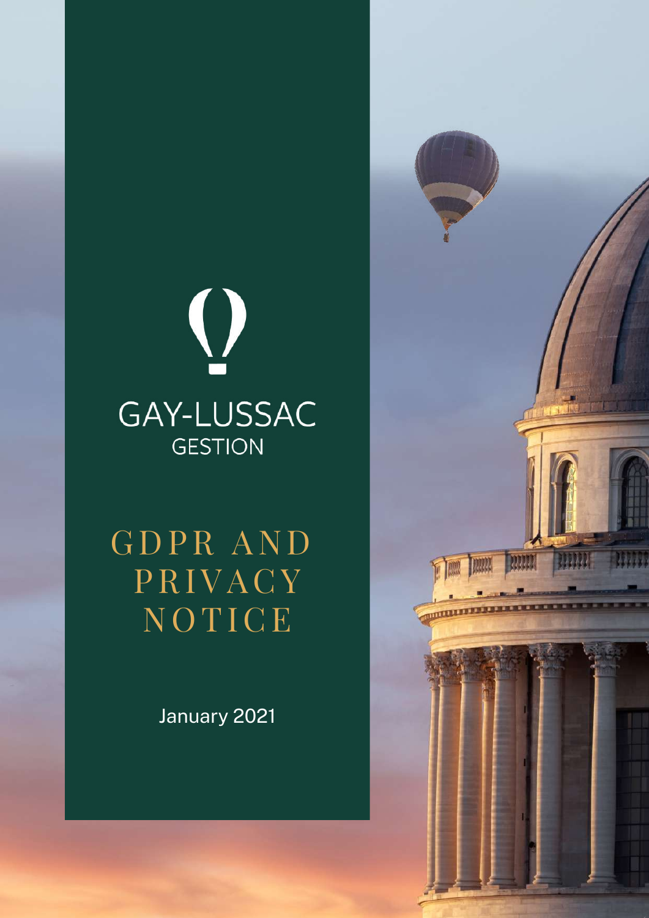GAY-LUSSAC

GESTION

# GDPR AND PRIVACY NOTICE

January 2021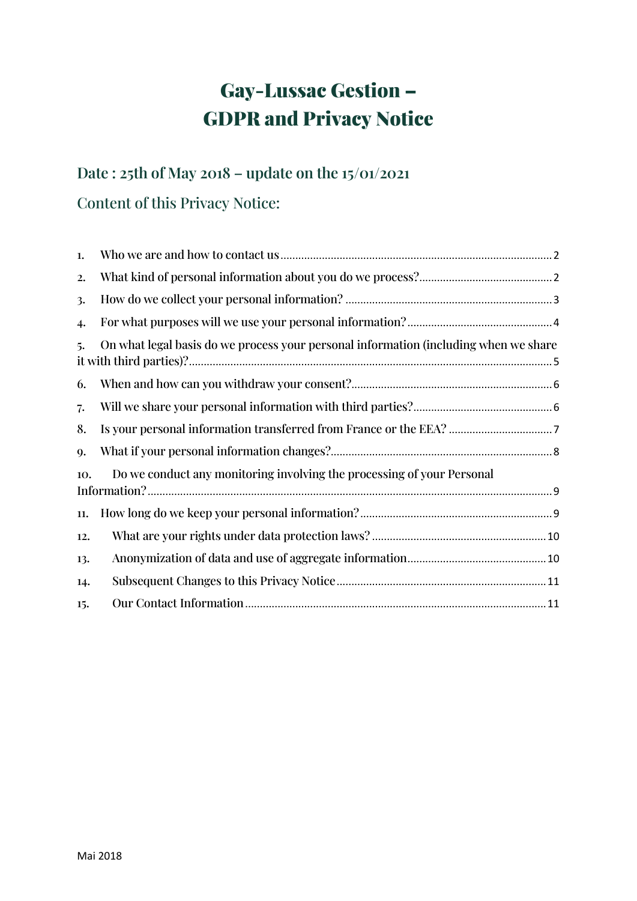# Gay-Lussac Gestion – GDPR and Privacy Notice

## Date : 25th of May 2018 – update on the 15/01/2021

## Content of this Privacy Notice:

1. Who we are and how to contact us ..... 2
2. What kind of personal information about you do we process? ..... 2
3. How do we collect your personal information? ..... 3
4. For what purposes will we use your personal information? ..... 4
5. On what legal basis do we process your personal information (including when we share it with third parties)? ..... 5
6. When and how can you withdraw your consent? ..... 6
7. Will we share your personal information with third parties? ..... 6
8. Is your personal information transferred from France or the EEA? ..... 7
9. What if your personal information changes? ..... 8
10. Do we conduct any monitoring involving the processing of your Personal Information? ..... 9
11. How long do we keep your personal information? ..... 9
12. What are your rights under data protection laws? ..... 10
13. Anonymization of data and use of aggregate information ..... 10
14. Subsequent Changes to this Privacy Notice ..... 11
15. Our Contact Information ..... 11

Mai 2018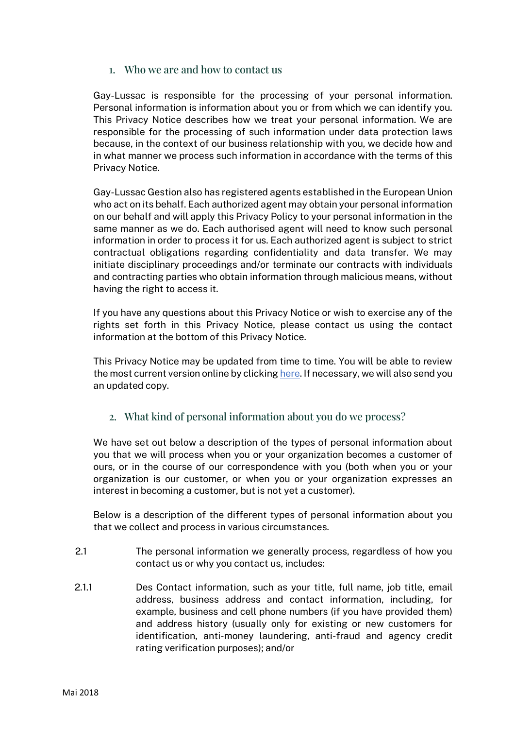## 1. Who we are and how to contact us

Gay-Lussac is responsible for the processing of your personal information. Personal information is information about you or from which we can identify you. This Privacy Notice describes how we treat your personal information. We are responsible for the processing of such information under data protection laws because, in the context of our business relationship with you, we decide how and in what manner we process such information in accordance with the terms of this Privacy Notice.

Gay-Lussac Gestion also has registered agents established in the European Union who act on its behalf. Each authorized agent may obtain your personal information on our behalf and will apply this Privacy Policy to your personal information in the same manner as we do. Each authorised agent will need to know such personal information in order to process it for us. Each authorized agent is subject to strict contractual obligations regarding confidentiality and data transfer. We may initiate disciplinary proceedings and/or terminate our contracts with individuals and contracting parties who obtain information through malicious means, without having the right to access it.

If you have any questions about this Privacy Notice or wish to exercise any of the rights set forth in this Privacy Notice, please contact us using the contact information at the bottom of this Privacy Notice.

This Privacy Notice may be updated from time to time. You will be able to review the most current version online by clicking here. If necessary, we will also send you an updated copy.

## 2. What kind of personal information about you do we process?

We have set out below a description of the types of personal information about you that we will process when you or your organization becomes a customer of ours, or in the course of our correspondence with you (both when you or your organization is our customer, or when you or your organization expresses an interest in becoming a customer, but is not yet a customer).

Below is a description of the different types of personal information about you that we collect and process in various circumstances.

2.1 The personal information we generally process, regardless of how you contact us or why you contact us, includes:

2.1.1 Des Contact information, such as your title, full name, job title, email address, business address and contact information, including, for example, business and cell phone numbers (if you have provided them) and address history (usually only for existing or new customers for identification, anti-money laundering, anti-fraud and agency credit rating verification purposes); and/or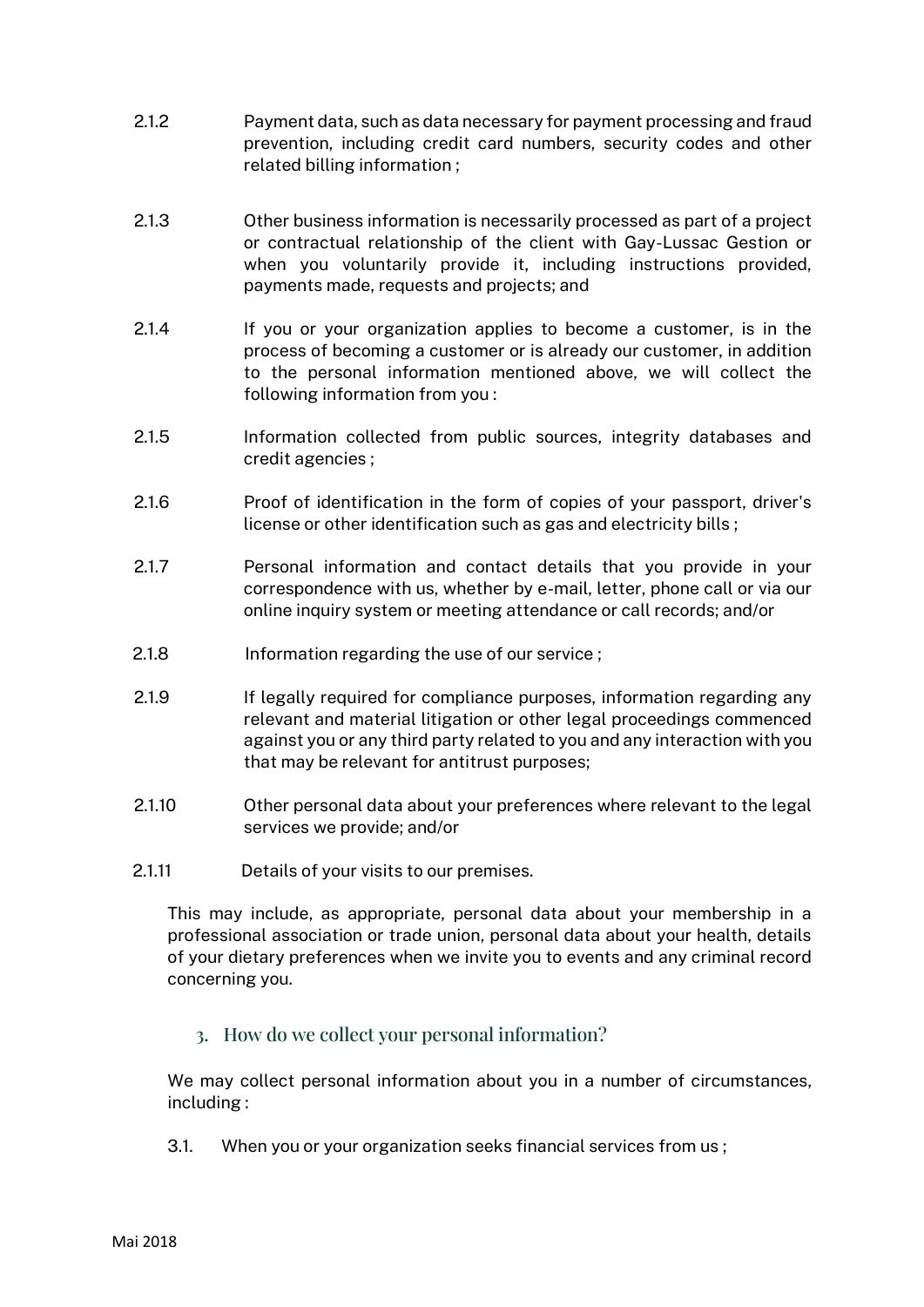2.1.2 Payment data, such as data necessary for payment processing and fraud prevention, including credit card numbers, security codes and other related billing information ;

2.1.3 Other business information is necessarily processed as part of a project or contractual relationship of the client with Gay-Lussac Gestion or when you voluntarily provide it, including instructions provided, payments made, requests and projects; and

2.1.4 If you or your organization applies to become a customer, is in the process of becoming a customer or is already our customer, in addition to the personal information mentioned above, we will collect the following information from you :

2.1.5 Information collected from public sources, integrity databases and credit agencies ;

2.1.6 Proof of identification in the form of copies of your passport, driver's license or other identification such as gas and electricity bills ;

2.1.7 Personal information and contact details that you provide in your correspondence with us, whether by e-mail, letter, phone call or via our online inquiry system or meeting attendance or call records; and/or

2.1.8 Information regarding the use of our service ;

2.1.9 If legally required for compliance purposes, information regarding any relevant and material litigation or other legal proceedings commenced against you or any third party related to you and any interaction with you that may be relevant for antitrust purposes;

2.1.10 Other personal data about your preferences where relevant to the legal services we provide; and/or

2.1.11 Details of your visits to our premises.

This may include, as appropriate, personal data about your membership in a professional association or trade union, personal data about your health, details of your dietary preferences when we invite you to events and any criminal record concerning you.

## 3. How do we collect your personal information?

We may collect personal information about you in a number of circumstances, including :

3.1. When you or your organization seeks financial services from us ;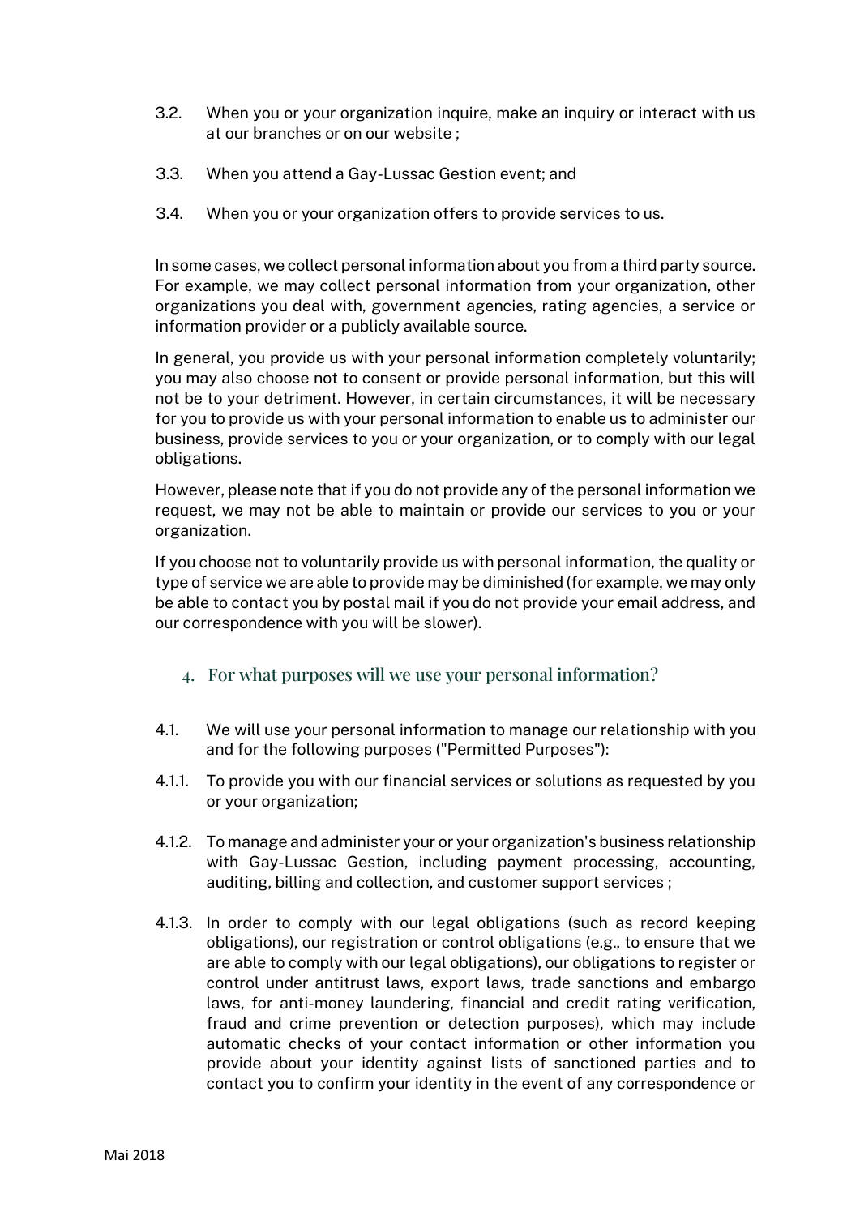3.2. When you or your organization inquire, make an inquiry or interact with us at our branches or on our website ;

3.3. When you attend a Gay-Lussac Gestion event; and

3.4. When you or your organization offers to provide services to us.

In some cases, we collect personal information about you from a third party source. For example, we may collect personal information from your organization, other organizations you deal with, government agencies, rating agencies, a service or information provider or a publicly available source.

In general, you provide us with your personal information completely voluntarily; you may also choose not to consent or provide personal information, but this will not be to your detriment. However, in certain circumstances, it will be necessary for you to provide us with your personal information to enable us to administer our business, provide services to you or your organization, or to comply with our legal obligations.

However, please note that if you do not provide any of the personal information we request, we may not be able to maintain or provide our services to you or your organization.

If you choose not to voluntarily provide us with personal information, the quality or type of service we are able to provide may be diminished (for example, we may only be able to contact you by postal mail if you do not provide your email address, and our correspondence with you will be slower).

## 4. For what purposes will we use your personal information?

4.1. We will use your personal information to manage our relationship with you and for the following purposes ("Permitted Purposes"):

4.1.1. To provide you with our financial services or solutions as requested by you or your organization;

4.1.2. To manage and administer your or your organization's business relationship with Gay-Lussac Gestion, including payment processing, accounting, auditing, billing and collection, and customer support services ;

4.1.3. In order to comply with our legal obligations (such as record keeping obligations), our registration or control obligations (e.g., to ensure that we are able to comply with our legal obligations), our obligations to register or control under antitrust laws, export laws, trade sanctions and embargo laws, for anti-money laundering, financial and credit rating verification, fraud and crime prevention or detection purposes), which may include automatic checks of your contact information or other information you provide about your identity against lists of sanctioned parties and to contact you to confirm your identity in the event of any correspondence or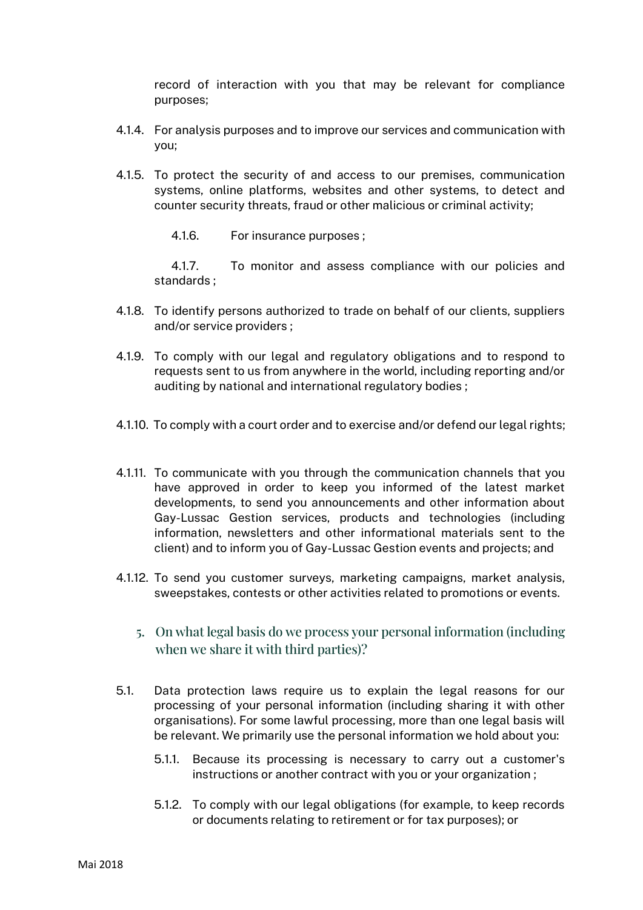record of interaction with you that may be relevant for compliance purposes;

4.1.4. For analysis purposes and to improve our services and communication with you;

4.1.5. To protect the security of and access to our premises, communication systems, online platforms, websites and other systems, to detect and counter security threats, fraud or other malicious or criminal activity;

4.1.6. For insurance purposes ;

4.1.7. To monitor and assess compliance with our policies and standards ;

4.1.8. To identify persons authorized to trade on behalf of our clients, suppliers and/or service providers ;

4.1.9. To comply with our legal and regulatory obligations and to respond to requests sent to us from anywhere in the world, including reporting and/or auditing by national and international regulatory bodies ;

4.1.10. To comply with a court order and to exercise and/or defend our legal rights;

4.1.11. To communicate with you through the communication channels that you have approved in order to keep you informed of the latest market developments, to send you announcements and other information about Gay-Lussac Gestion services, products and technologies (including information, newsletters and other informational materials sent to the client) and to inform you of Gay-Lussac Gestion events and projects; and

4.1.12. To send you customer surveys, marketing campaigns, market analysis, sweepstakes, contests or other activities related to promotions or events.

## 5. On what legal basis do we process your personal information (including when we share it with third parties)?

5.1. Data protection laws require us to explain the legal reasons for our processing of your personal information (including sharing it with other organisations). For some lawful processing, more than one legal basis will be relevant. We primarily use the personal information we hold about you:

5.1.1. Because its processing is necessary to carry out a customer's instructions or another contract with you or your organization ;

5.1.2. To comply with our legal obligations (for example, to keep records or documents relating to retirement or for tax purposes); or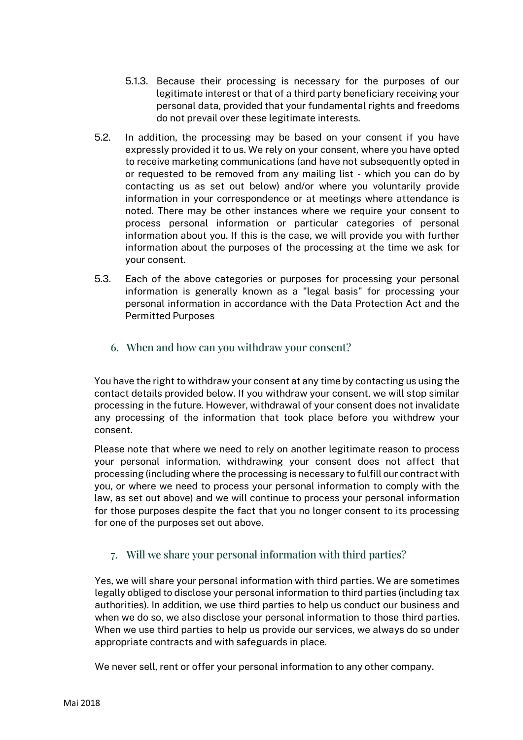5.1.3. Because their processing is necessary for the purposes of our legitimate interest or that of a third party beneficiary receiving your personal data, provided that your fundamental rights and freedoms do not prevail over these legitimate interests.

5.2. In addition, the processing may be based on your consent if you have expressly provided it to us. We rely on your consent, where you have opted to receive marketing communications (and have not subsequently opted in or requested to be removed from any mailing list - which you can do by contacting us as set out below) and/or where you voluntarily provide information in your correspondence or at meetings where attendance is noted. There may be other instances where we require your consent to process personal information or particular categories of personal information about you. If this is the case, we will provide you with further information about the purposes of the processing at the time we ask for your consent.

5.3. Each of the above categories or purposes for processing your personal information is generally known as a "legal basis" for processing your personal information in accordance with the Data Protection Act and the Permitted Purposes

## 6. When and how can you withdraw your consent?

You have the right to withdraw your consent at any time by contacting us using the contact details provided below. If you withdraw your consent, we will stop similar processing in the future. However, withdrawal of your consent does not invalidate any processing of the information that took place before you withdrew your consent.

Please note that where we need to rely on another legitimate reason to process your personal information, withdrawing your consent does not affect that processing (including where the processing is necessary to fulfill our contract with you, or where we need to process your personal information to comply with the law, as set out above) and we will continue to process your personal information for those purposes despite the fact that you no longer consent to its processing for one of the purposes set out above.

## 7. Will we share your personal information with third parties?

Yes, we will share your personal information with third parties. We are sometimes legally obliged to disclose your personal information to third parties (including tax authorities). In addition, we use third parties to help us conduct our business and when we do so, we also disclose your personal information to those third parties. When we use third parties to help us provide our services, we always do so under appropriate contracts and with safeguards in place.

We never sell, rent or offer your personal information to any other company.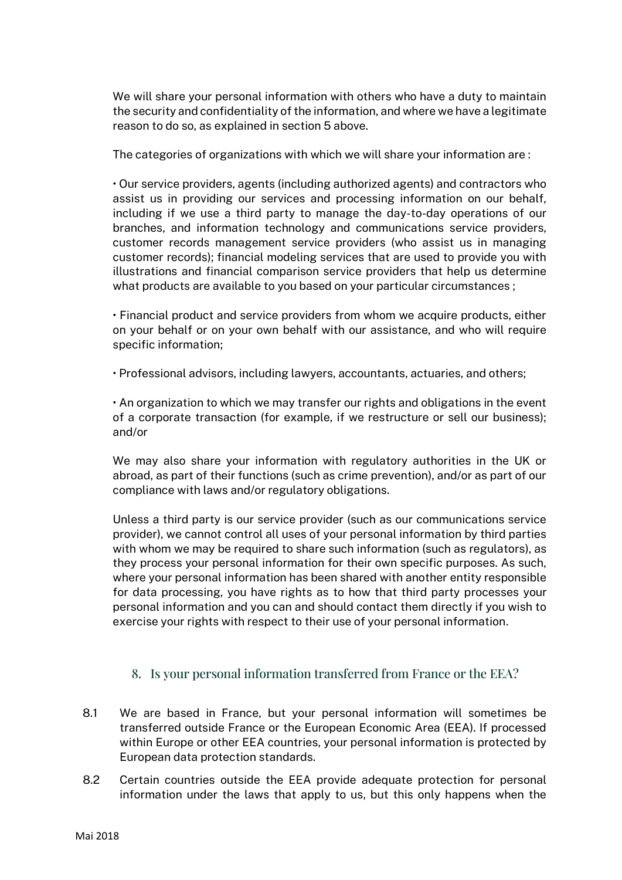We will share your personal information with others who have a duty to maintain the security and confidentiality of the information, and where we have a legitimate reason to do so, as explained in section 5 above.

The categories of organizations with which we will share your information are :

• Our service providers, agents (including authorized agents) and contractors who assist us in providing our services and processing information on our behalf, including if we use a third party to manage the day-to-day operations of our branches, and information technology and communications service providers, customer records management service providers (who assist us in managing customer records); financial modeling services that are used to provide you with illustrations and financial comparison service providers that help us determine what products are available to you based on your particular circumstances ;

• Financial product and service providers from whom we acquire products, either on your behalf or on your own behalf with our assistance, and who will require specific information;

• Professional advisors, including lawyers, accountants, actuaries, and others;

• An organization to which we may transfer our rights and obligations in the event of a corporate transaction (for example, if we restructure or sell our business); and/or

We may also share your information with regulatory authorities in the UK or abroad, as part of their functions (such as crime prevention), and/or as part of our compliance with laws and/or regulatory obligations.

Unless a third party is our service provider (such as our communications service provider), we cannot control all uses of your personal information by third parties with whom we may be required to share such information (such as regulators), as they process your personal information for their own specific purposes. As such, where your personal information has been shared with another entity responsible for data processing, you have rights as to how that third party processes your personal information and you can and should contact them directly if you wish to exercise your rights with respect to their use of your personal information.

## 8. Is your personal information transferred from France or the EEA?

8.1 We are based in France, but your personal information will sometimes be transferred outside France or the European Economic Area (EEA). If processed within Europe or other EEA countries, your personal information is protected by European data protection standards.

8.2 Certain countries outside the EEA provide adequate protection for personal information under the laws that apply to us, but this only happens when the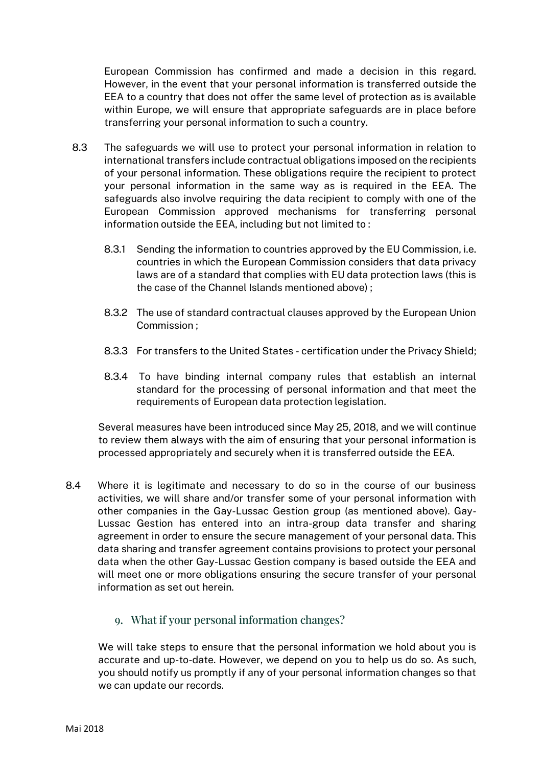European Commission has confirmed and made a decision in this regard. However, in the event that your personal information is transferred outside the EEA to a country that does not offer the same level of protection as is available within Europe, we will ensure that appropriate safeguards are in place before transferring your personal information to such a country.

8.3 The safeguards we will use to protect your personal information in relation to international transfers include contractual obligations imposed on the recipients of your personal information. These obligations require the recipient to protect your personal information in the same way as is required in the EEA. The safeguards also involve requiring the data recipient to comply with one of the European Commission approved mechanisms for transferring personal information outside the EEA, including but not limited to :

8.3.1 Sending the information to countries approved by the EU Commission, i.e. countries in which the European Commission considers that data privacy laws are of a standard that complies with EU data protection laws (this is the case of the Channel Islands mentioned above) ;

8.3.2 The use of standard contractual clauses approved by the European Union Commission ;

8.3.3 For transfers to the United States - certification under the Privacy Shield;

8.3.4 To have binding internal company rules that establish an internal standard for the processing of personal information and that meet the requirements of European data protection legislation.

Several measures have been introduced since May 25, 2018, and we will continue to review them always with the aim of ensuring that your personal information is processed appropriately and securely when it is transferred outside the EEA.

8.4 Where it is legitimate and necessary to do so in the course of our business activities, we will share and/or transfer some of your personal information with other companies in the Gay-Lussac Gestion group (as mentioned above). Gay-Lussac Gestion has entered into an intra-group data transfer and sharing agreement in order to ensure the secure management of your personal data. This data sharing and transfer agreement contains provisions to protect your personal data when the other Gay-Lussac Gestion company is based outside the EEA and will meet one or more obligations ensuring the secure transfer of your personal information as set out herein.

## 9. What if your personal information changes?

We will take steps to ensure that the personal information we hold about you is accurate and up-to-date. However, we depend on you to help us do so. As such, you should notify us promptly if any of your personal information changes so that we can update our records.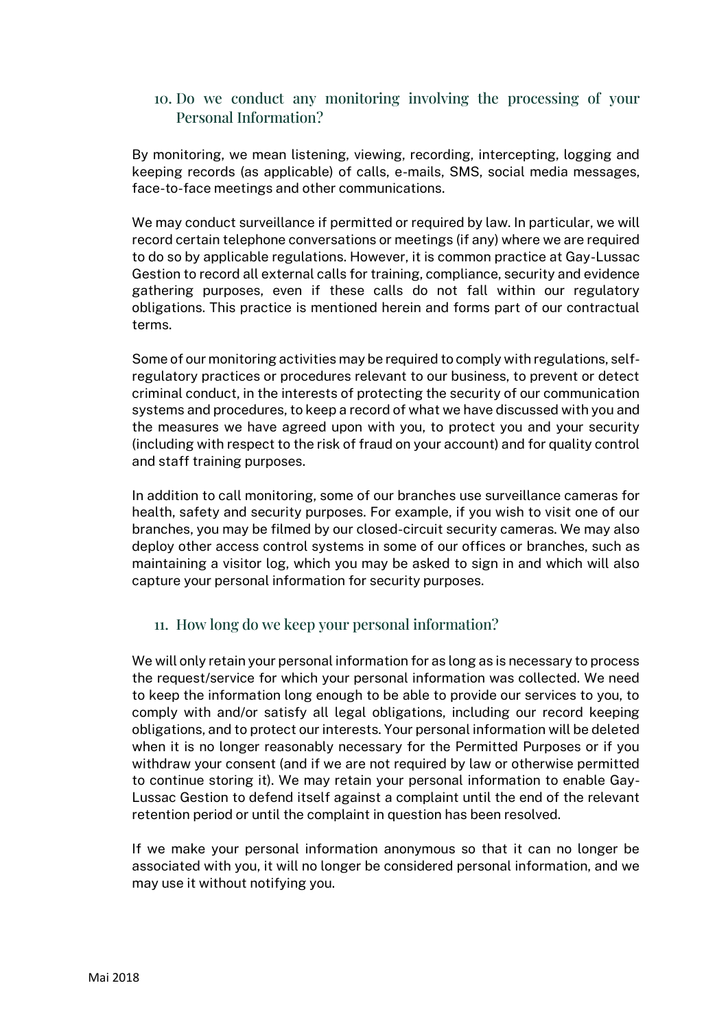## 10. Do we conduct any monitoring involving the processing of your Personal Information?

By monitoring, we mean listening, viewing, recording, intercepting, logging and keeping records (as applicable) of calls, e-mails, SMS, social media messages, face-to-face meetings and other communications.

We may conduct surveillance if permitted or required by law. In particular, we will record certain telephone conversations or meetings (if any) where we are required to do so by applicable regulations. However, it is common practice at Gay-Lussac Gestion to record all external calls for training, compliance, security and evidence gathering purposes, even if these calls do not fall within our regulatory obligations. This practice is mentioned herein and forms part of our contractual terms.

Some of our monitoring activities may be required to comply with regulations, self-regulatory practices or procedures relevant to our business, to prevent or detect criminal conduct, in the interests of protecting the security of our communication systems and procedures, to keep a record of what we have discussed with you and the measures we have agreed upon with you, to protect you and your security (including with respect to the risk of fraud on your account) and for quality control and staff training purposes.

In addition to call monitoring, some of our branches use surveillance cameras for health, safety and security purposes. For example, if you wish to visit one of our branches, you may be filmed by our closed-circuit security cameras. We may also deploy other access control systems in some of our offices or branches, such as maintaining a visitor log, which you may be asked to sign in and which will also capture your personal information for security purposes.

## 11. How long do we keep your personal information?

We will only retain your personal information for as long as is necessary to process the request/service for which your personal information was collected. We need to keep the information long enough to be able to provide our services to you, to comply with and/or satisfy all legal obligations, including our record keeping obligations, and to protect our interests. Your personal information will be deleted when it is no longer reasonably necessary for the Permitted Purposes or if you withdraw your consent (and if we are not required by law or otherwise permitted to continue storing it). We may retain your personal information to enable Gay-Lussac Gestion to defend itself against a complaint until the end of the relevant retention period or until the complaint in question has been resolved.

If we make your personal information anonymous so that it can no longer be associated with you, it will no longer be considered personal information, and we may use it without notifying you.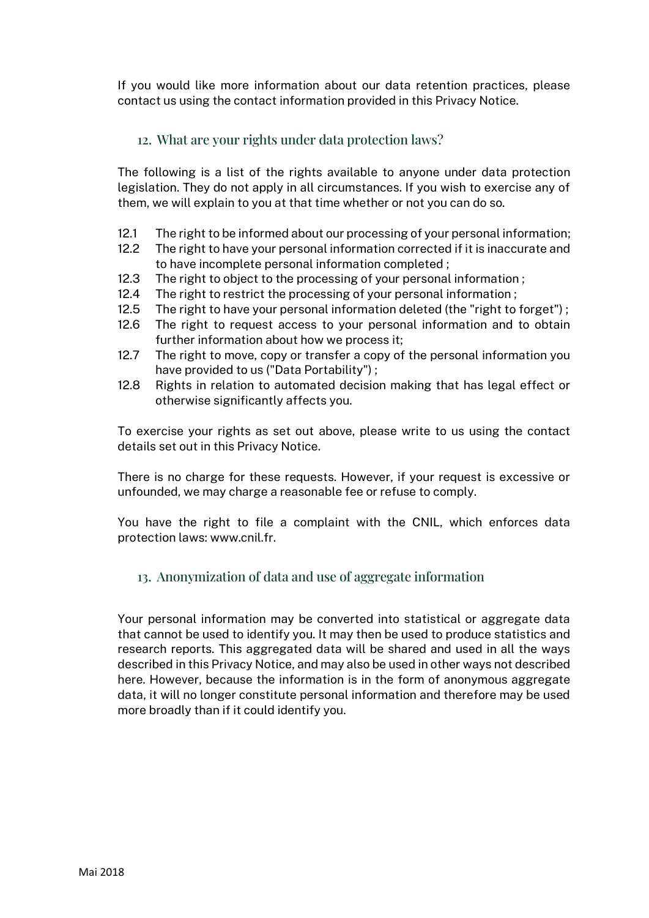If you would like more information about our data retention practices, please contact us using the contact information provided in this Privacy Notice.

## 12. What are your rights under data protection laws?

The following is a list of the rights available to anyone under data protection legislation. They do not apply in all circumstances. If you wish to exercise any of them, we will explain to you at that time whether or not you can do so.

12.1 The right to be informed about our processing of your personal information;
12.2 The right to have your personal information corrected if it is inaccurate and to have incomplete personal information completed ;
12.3 The right to object to the processing of your personal information ;
12.4 The right to restrict the processing of your personal information ;
12.5 The right to have your personal information deleted (the "right to forget") ;
12.6 The right to request access to your personal information and to obtain further information about how we process it;
12.7 The right to move, copy or transfer a copy of the personal information you have provided to us ("Data Portability") ;
12.8 Rights in relation to automated decision making that has legal effect or otherwise significantly affects you.

To exercise your rights as set out above, please write to us using the contact details set out in this Privacy Notice.

There is no charge for these requests. However, if your request is excessive or unfounded, we may charge a reasonable fee or refuse to comply.

You have the right to file a complaint with the CNIL, which enforces data protection laws: www.cnil.fr.

## 13. Anonymization of data and use of aggregate information

Your personal information may be converted into statistical or aggregate data that cannot be used to identify you. It may then be used to produce statistics and research reports. This aggregated data will be shared and used in all the ways described in this Privacy Notice, and may also be used in other ways not described here. However, because the information is in the form of anonymous aggregate data, it will no longer constitute personal information and therefore may be used more broadly than if it could identify you.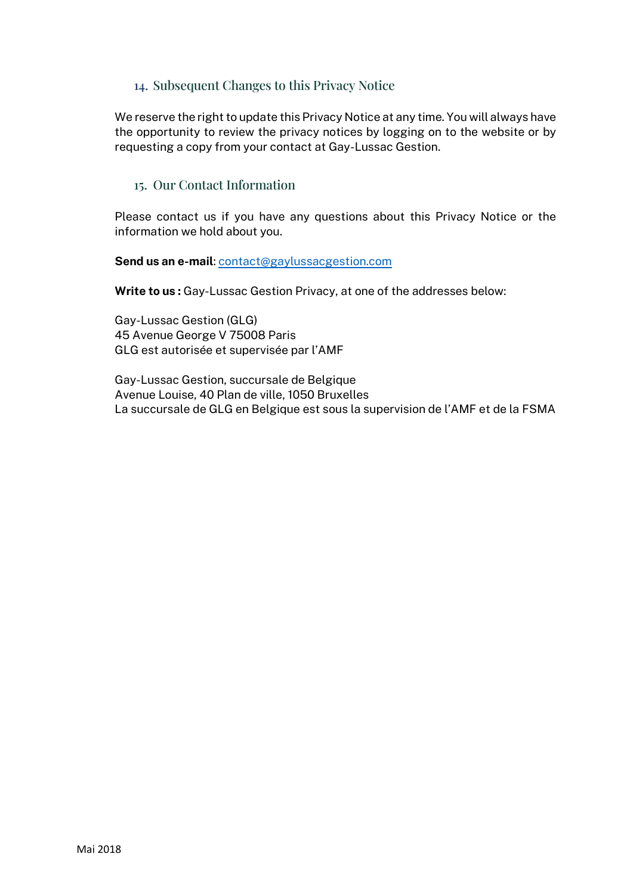## 14. Subsequent Changes to this Privacy Notice

We reserve the right to update this Privacy Notice at any time. You will always have the opportunity to review the privacy notices by logging on to the website or by requesting a copy from your contact at Gay-Lussac Gestion.

## 15. Our Contact Information

Please contact us if you have any questions about this Privacy Notice or the information we hold about you.

**Send us an e-mail**: contact@gaylussacgestion.com

**Write to us :** Gay-Lussac Gestion Privacy, at one of the addresses below:

Gay-Lussac Gestion (GLG)
45 Avenue George V 75008 Paris
GLG est autorisée et supervisée par l'AMF

Gay-Lussac Gestion, succursale de Belgique
Avenue Louise, 40 Plan de ville, 1050 Bruxelles
La succursale de GLG en Belgique est sous la supervision de l'AMF et de la FSMA

Mai 2018